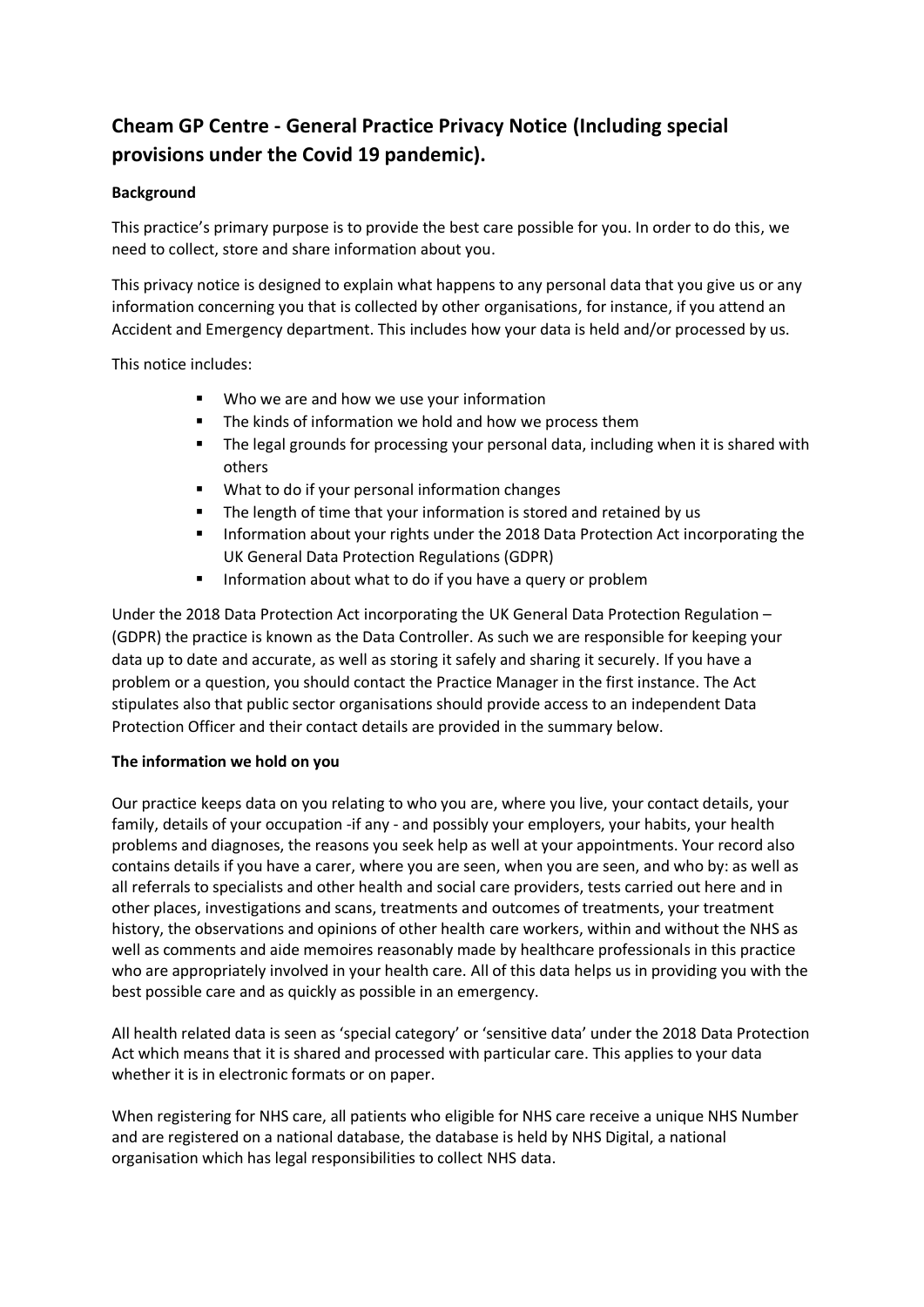# Cheam GP Centre - General Practice Privacy Notice (Including special provisions under the Covid 19 pandemic).

**Background**

This practice's primary purpose is to provide the best care possible for you. In order to do this, we need to collect, store and share information about you.

This privacy notice is designed to explain what happens to any personal data that you give us or any information concerning you that is collected by other organisations, for instance, if you attend an Accident and Emergency department. This includes how your data is held and/or processed by us.

This notice includes:

- Who we are and how we use your information
- The kinds of information we hold and how we process them
- The legal grounds for processing your personal data, including when it is shared with others
- What to do if your personal information changes
- The length of time that your information is stored and retained by us
- Information about your rights under the 2018 Data Protection Act incorporating the UK General Data Protection Regulations (GDPR)
- Information about what to do if you have a query or problem

Under the 2018 Data Protection Act incorporating the UK General Data Protection Regulation – (GDPR) the practice is known as the Data Controller. As such we are responsible for keeping your data up to date and accurate, as well as storing it safely and sharing it securely. If you have a problem or a question, you should contact the Practice Manager in the first instance. The Act stipulates also that public sector organisations should provide access to an independent Data Protection Officer and their contact details are provided in the summary below.

**The information we hold on you**

Our practice keeps data on you relating to who you are, where you live, your contact details, your family, details of your occupation -if any - and possibly your employers, your habits, your health problems and diagnoses, the reasons you seek help as well at your appointments. Your record also contains details if you have a carer, where you are seen, when you are seen, and who by: as well as all referrals to specialists and other health and social care providers, tests carried out here and in other places, investigations and scans, treatments and outcomes of treatments, your treatment history, the observations and opinions of other health care workers, within and without the NHS as well as comments and aide memoires reasonably made by healthcare professionals in this practice who are appropriately involved in your health care. All of this data helps us in providing you with the best possible care and as quickly as possible in an emergency.

All health related data is seen as 'special category' or 'sensitive data' under the 2018 Data Protection Act which means that it is shared and processed with particular care. This applies to your data whether it is in electronic formats or on paper.

When registering for NHS care, all patients who eligible for NHS care receive a unique NHS Number and are registered on a national database, the database is held by NHS Digital, a national organisation which has legal responsibilities to collect NHS data.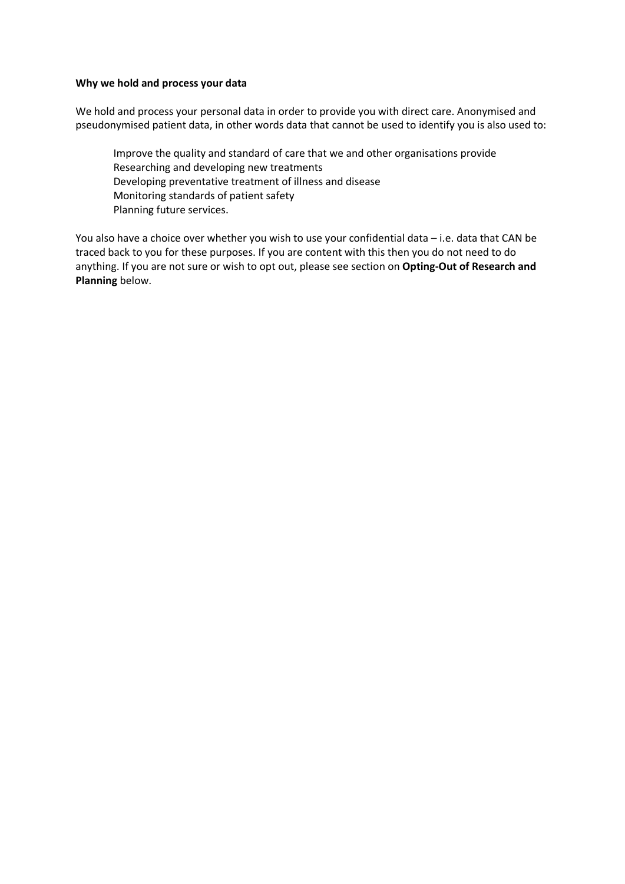**Why we hold and process your data**

We hold and process your personal data in order to provide you with direct care. Anonymised and pseudonymised patient data, in other words data that cannot be used to identify you is also used to:

- Improve the quality and standard of care that we and other organisations provide
- Researching and developing new treatments
- Developing preventative treatment of illness and disease
- Monitoring standards of patient safety
- Planning future services.

You also have a choice over whether you wish to use your confidential data – i.e. data that CAN be traced back to you for these purposes. If you are content with this then you do not need to do anything. If you are not sure or wish to opt out, please see section on **Opting-Out of Research and Planning** below.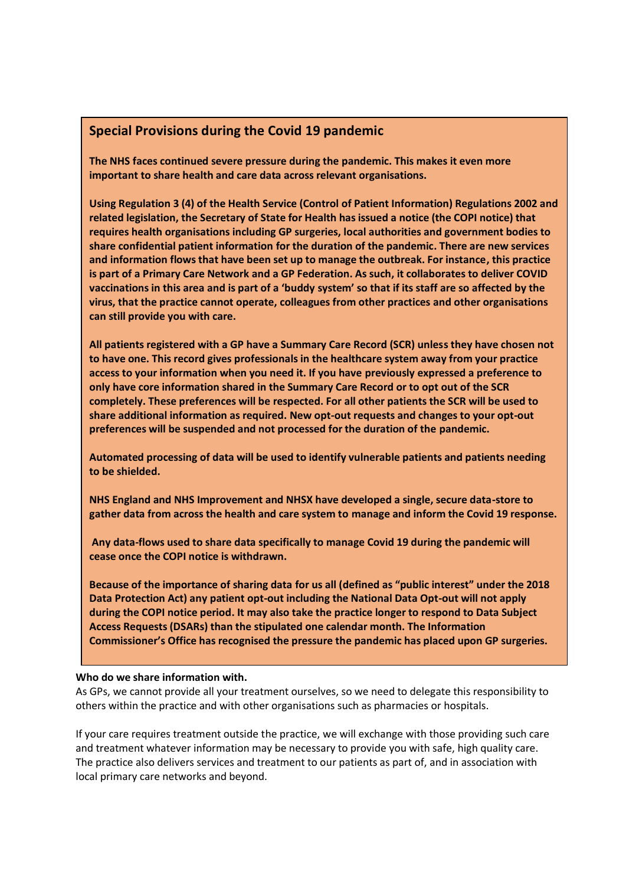## Special Provisions during the Covid 19 pandemic

**The NHS faces continued severe pressure during the pandemic. This makes it even more important to share health and care data across relevant organisations.**

**Using Regulation 3 (4) of the Health Service (Control of Patient Information) Regulations 2002 and related legislation, the Secretary of State for Health has issued a notice (the COPI notice) that requires health organisations including GP surgeries, local authorities and government bodies to share confidential patient information for the duration of the pandemic. There are new services and information flows that have been set up to manage the outbreak. For instance, this practice is part of a Primary Care Network and a GP Federation. As such, it collaborates to deliver COVID vaccinations in this area and is part of a 'buddy system' so that if its staff are so affected by the virus, that the practice cannot operate, colleagues from other practices and other organisations can still provide you with care.**

**All patients registered with a GP have a Summary Care Record (SCR) unless they have chosen not to have one. This record gives professionals in the healthcare system away from your practice access to your information when you need it. If you have previously expressed a preference to only have core information shared in the Summary Care Record or to opt out of the SCR completely. These preferences will be respected. For all other patients the SCR will be used to share additional information as required. New opt-out requests and changes to your opt-out preferences will be suspended and not processed for the duration of the pandemic.**

**Automated processing of data will be used to identify vulnerable patients and patients needing to be shielded.**

**NHS England and NHS Improvement and NHSX have developed a single, secure data-store to gather data from across the health and care system to manage and inform the Covid 19 response.**

**Any data-flows used to share data specifically to manage Covid 19 during the pandemic will cease once the COPI notice is withdrawn.**

**Because of the importance of sharing data for us all (defined as "public interest" under the 2018 Data Protection Act) any patient opt-out including the National Data Opt-out will not apply during the COPI notice period. It may also take the practice longer to respond to Data Subject Access Requests (DSARs) than the stipulated one calendar month. The Information Commissioner's Office has recognised the pressure the pandemic has placed upon GP surgeries.**

**Who do we share information with.**

As GPs, we cannot provide all your treatment ourselves, so we need to delegate this responsibility to others within the practice and with other organisations such as pharmacies or hospitals.

If your care requires treatment outside the practice, we will exchange with those providing such care and treatment whatever information may be necessary to provide you with safe, high quality care. The practice also delivers services and treatment to our patients as part of, and in association with local primary care networks and beyond.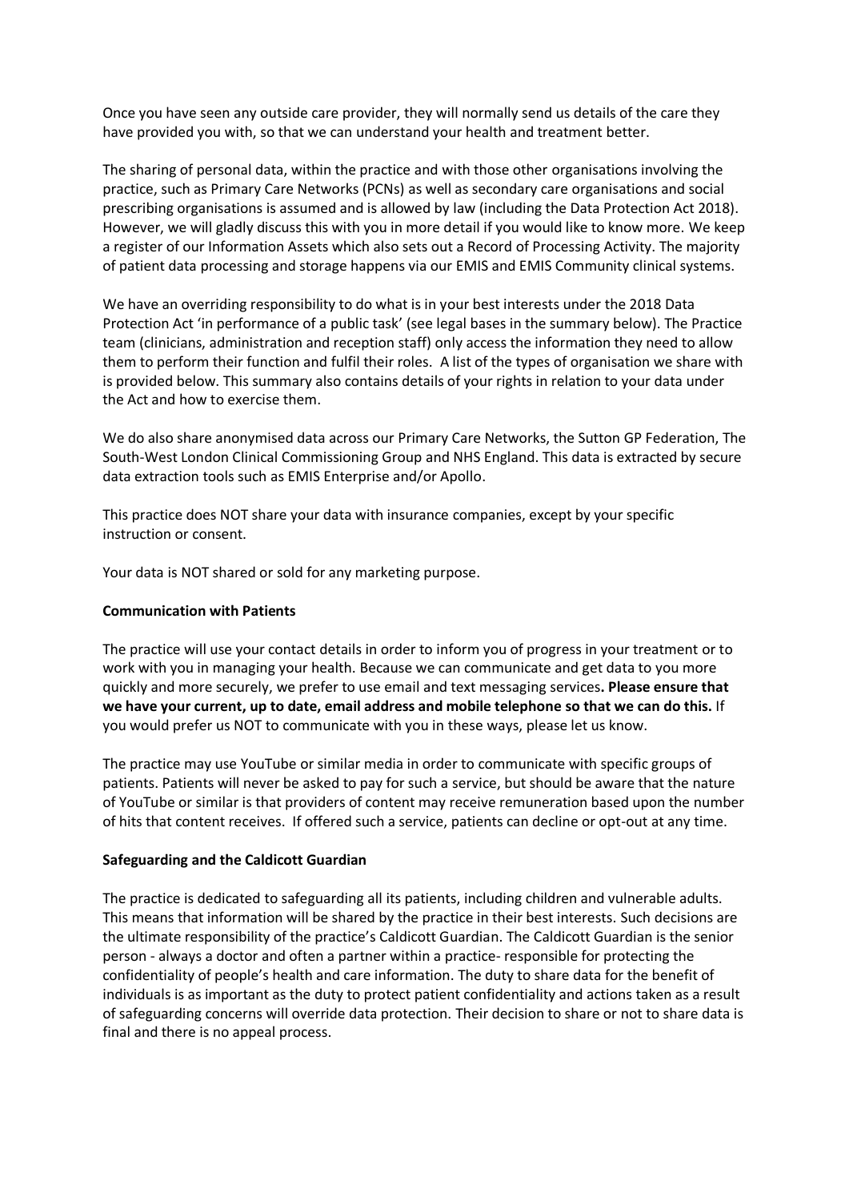Once you have seen any outside care provider, they will normally send us details of the care they have provided you with, so that we can understand your health and treatment better.

The sharing of personal data, within the practice and with those other organisations involving the practice, such as Primary Care Networks (PCNs) as well as secondary care organisations and social prescribing organisations is assumed and is allowed by law (including the Data Protection Act 2018). However, we will gladly discuss this with you in more detail if you would like to know more. We keep a register of our Information Assets which also sets out a Record of Processing Activity. The majority of patient data processing and storage happens via our EMIS and EMIS Community clinical systems.

We have an overriding responsibility to do what is in your best interests under the 2018 Data Protection Act 'in performance of a public task' (see legal bases in the summary below). The Practice team (clinicians, administration and reception staff) only access the information they need to allow them to perform their function and fulfil their roles. A list of the types of organisation we share with is provided below. This summary also contains details of your rights in relation to your data under the Act and how to exercise them.

We do also share anonymised data across our Primary Care Networks, the Sutton GP Federation, The South-West London Clinical Commissioning Group and NHS England. This data is extracted by secure data extraction tools such as EMIS Enterprise and/or Apollo.

This practice does NOT share your data with insurance companies, except by your specific instruction or consent.

Your data is NOT shared or sold for any marketing purpose.

**Communication with Patients**

The practice will use your contact details in order to inform you of progress in your treatment or to work with you in managing your health. Because we can communicate and get data to you more quickly and more securely, we prefer to use email and text messaging services**. Please ensure that we have your current, up to date, email address and mobile telephone so that we can do this.** If you would prefer us NOT to communicate with you in these ways, please let us know.

The practice may use YouTube or similar media in order to communicate with specific groups of patients. Patients will never be asked to pay for such a service, but should be aware that the nature of YouTube or similar is that providers of content may receive remuneration based upon the number of hits that content receives. If offered such a service, patients can decline or opt-out at any time.

**Safeguarding and the Caldicott Guardian**

The practice is dedicated to safeguarding all its patients, including children and vulnerable adults. This means that information will be shared by the practice in their best interests. Such decisions are the ultimate responsibility of the practice's Caldicott Guardian. The Caldicott Guardian is the senior person - always a doctor and often a partner within a practice- responsible for protecting the confidentiality of people's health and care information. The duty to share data for the benefit of individuals is as important as the duty to protect patient confidentiality and actions taken as a result of safeguarding concerns will override data protection. Their decision to share or not to share data is final and there is no appeal process.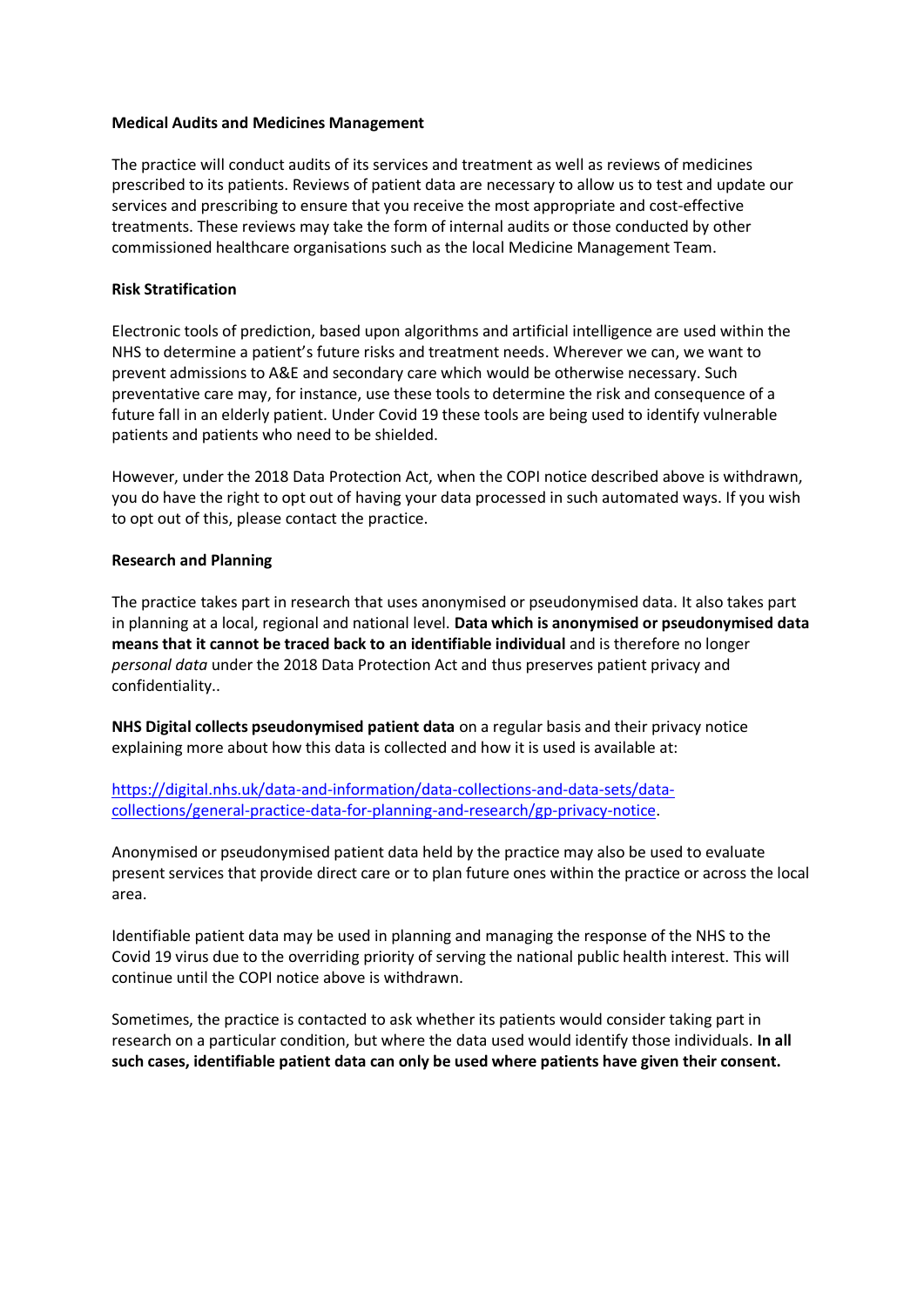**Medical Audits and Medicines Management**

The practice will conduct audits of its services and treatment as well as reviews of medicines prescribed to its patients. Reviews of patient data are necessary to allow us to test and update our services and prescribing to ensure that you receive the most appropriate and cost-effective treatments. These reviews may take the form of internal audits or those conducted by other commissioned healthcare organisations such as the local Medicine Management Team.

**Risk Stratification**

Electronic tools of prediction, based upon algorithms and artificial intelligence are used within the NHS to determine a patient's future risks and treatment needs. Wherever we can, we want to prevent admissions to A&E and secondary care which would be otherwise necessary. Such preventative care may, for instance, use these tools to determine the risk and consequence of a future fall in an elderly patient. Under Covid 19 these tools are being used to identify vulnerable patients and patients who need to be shielded.

However, under the 2018 Data Protection Act, when the COPI notice described above is withdrawn, you do have the right to opt out of having your data processed in such automated ways. If you wish to opt out of this, please contact the practice.

**Research and Planning**

The practice takes part in research that uses anonymised or pseudonymised data. It also takes part in planning at a local, regional and national level. **Data which is anonymised or pseudonymised data means that it cannot be traced back to an identifiable individual** and is therefore no longer *personal data* under the 2018 Data Protection Act and thus preserves patient privacy and confidentiality..

**NHS Digital collects pseudonymised patient data** on a regular basis and their privacy notice explaining more about how this data is collected and how it is used is available at:

[https://digital.nhs.uk/data-and-information/data-collections-and-data-sets/data-collections/general-practice-data-for-planning-and-research/gp-privacy-notice](https://digital.nhs.uk/data-and-information/data-collections-and-data-sets/data-collections/general-practice-data-for-planning-and-research/gp-privacy-notice).

Anonymised or pseudonymised patient data held by the practice may also be used to evaluate present services that provide direct care or to plan future ones within the practice or across the local area.

Identifiable patient data may be used in planning and managing the response of the NHS to the Covid 19 virus due to the overriding priority of serving the national public health interest. This will continue until the COPI notice above is withdrawn.

Sometimes, the practice is contacted to ask whether its patients would consider taking part in research on a particular condition, but where the data used would identify those individuals. **In all such cases, identifiable patient data can only be used where patients have given their consent.**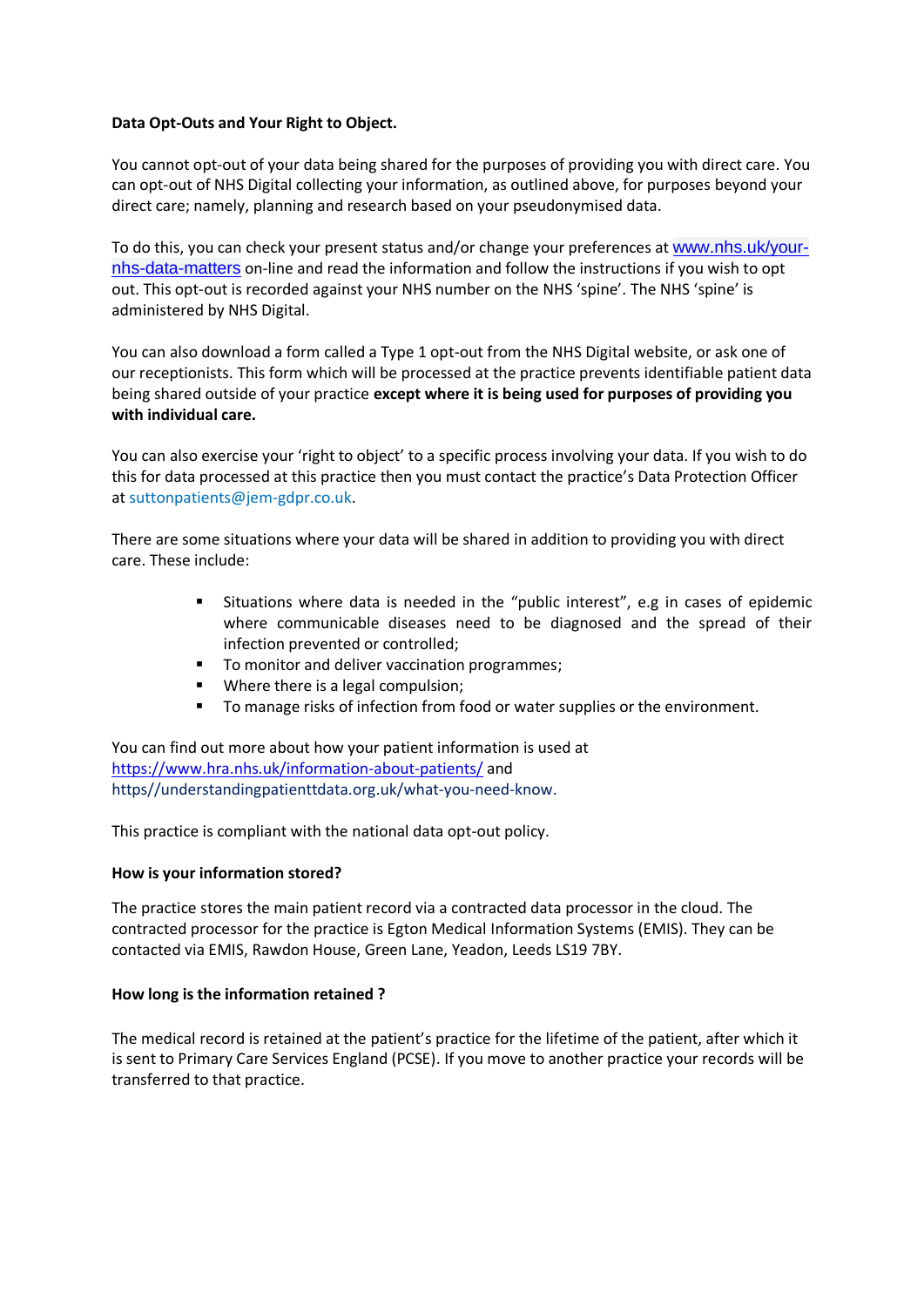**Data Opt-Outs and Your Right to Object.**

You cannot opt-out of your data being shared for the purposes of providing you with direct care. You can opt-out of NHS Digital collecting your information, as outlined above, for purposes beyond your direct care; namely, planning and research based on your pseudonymised data.

To do this, you can check your present status and/or change your preferences at www.nhs.uk/your-nhs-data-matters on-line and read the information and follow the instructions if you wish to opt out. This opt-out is recorded against your NHS number on the NHS 'spine'. The NHS 'spine' is administered by NHS Digital.

You can also download a form called a Type 1 opt-out from the NHS Digital website, or ask one of our receptionists. This form which will be processed at the practice prevents identifiable patient data being shared outside of your practice **except where it is being used for purposes of providing you with individual care.**

You can also exercise your 'right to object' to a specific process involving your data. If you wish to do this for data processed at this practice then you must contact the practice's Data Protection Officer at suttonpatients@jem-gdpr.co.uk.

There are some situations where your data will be shared in addition to providing you with direct care. These include:

- Situations where data is needed in the "public interest", e.g in cases of epidemic where communicable diseases need to be diagnosed and the spread of their infection prevented or controlled;
- To monitor and deliver vaccination programmes;
- Where there is a legal compulsion;
- To manage risks of infection from food or water supplies or the environment.

You can find out more about how your patient information is used at https://www.hra.nhs.uk/information-about-patients/ and https//understandingpatienttdata.org.uk/what-you-need-know.

This practice is compliant with the national data opt-out policy.

**How is your information stored?**

The practice stores the main patient record via a contracted data processor in the cloud. The contracted processor for the practice is Egton Medical Information Systems (EMIS). They can be contacted via EMIS, Rawdon House, Green Lane, Yeadon, Leeds LS19 7BY.

**How long is the information retained ?**

The medical record is retained at the patient's practice for the lifetime of the patient, after which it is sent to Primary Care Services England (PCSE). If you move to another practice your records will be transferred to that practice.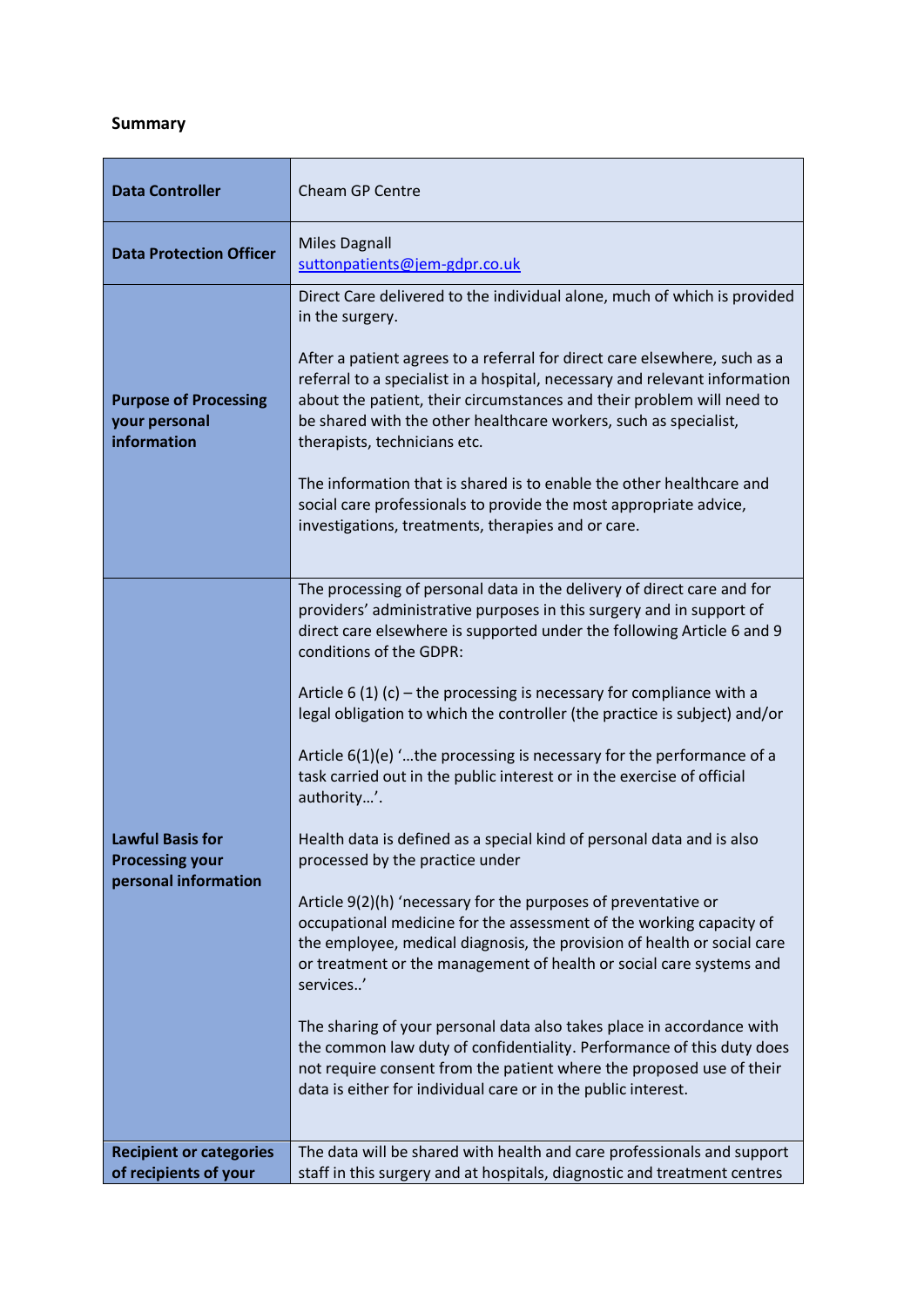**Summary**

| | |
|---|---|
| **Data Controller** | Cheam GP Centre |
| **Data Protection Officer** | Miles Dagnall<br>suttonpatients@jem-gdpr.co.uk |
| **Purpose of Processing your personal information** | Direct Care delivered to the individual alone, much of which is provided in the surgery.<br><br>After a patient agrees to a referral for direct care elsewhere, such as a referral to a specialist in a hospital, necessary and relevant information about the patient, their circumstances and their problem will need to be shared with the other healthcare workers, such as specialist, therapists, technicians etc.<br><br>The information that is shared is to enable the other healthcare and social care professionals to provide the most appropriate advice, investigations, treatments, therapies and or care. |
| **Lawful Basis for Processing your personal information** | The processing of personal data in the delivery of direct care and for providers' administrative purposes in this surgery and in support of direct care elsewhere is supported under the following Article 6 and 9 conditions of the GDPR:<br><br>Article 6 (1) (c) – the processing is necessary for compliance with a legal obligation to which the controller (the practice is subject) and/or<br><br>Article 6(1)(e) '…the processing is necessary for the performance of a task carried out in the public interest or in the exercise of official authority…'.<br><br>Health data is defined as a special kind of personal data and is also processed by the practice under<br><br>Article 9(2)(h) 'necessary for the purposes of preventative or occupational medicine for the assessment of the working capacity of the employee, medical diagnosis, the provision of health or social care or treatment or the management of health or social care systems and services..'<br><br>The sharing of your personal data also takes place in accordance with the common law duty of confidentiality. Performance of this duty does not require consent from the patient where the proposed use of their data is either for individual care or in the public interest. |
| **Recipient or categories of recipients of your** | The data will be shared with health and care professionals and support staff in this surgery and at hospitals, diagnostic and treatment centres |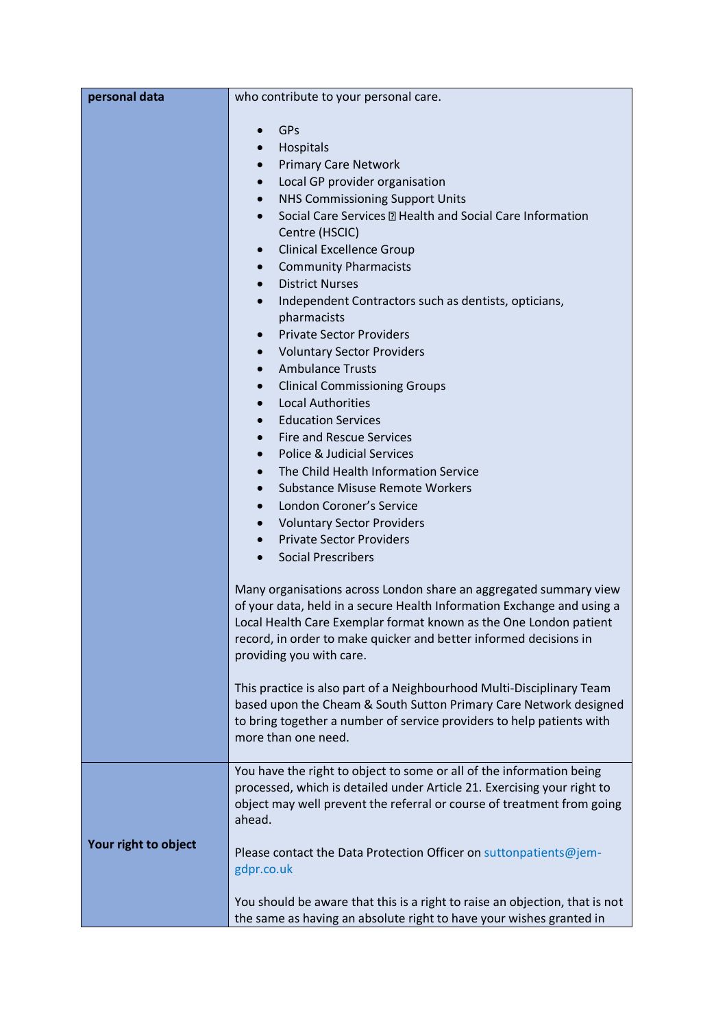| | |
|---|---|
| **personal data** | who contribute to your personal care.<br><br>• GPs<br>• Hospitals<br>• Primary Care Network<br>• Local GP provider organisation<br>• NHS Commissioning Support Units<br>• Social Care Services  Health and Social Care Information Centre (HSCIC)<br>• Clinical Excellence Group<br>• Community Pharmacists<br>• District Nurses<br>• Independent Contractors such as dentists, opticians, pharmacists<br>• Private Sector Providers<br>• Voluntary Sector Providers<br>• Ambulance Trusts<br>• Clinical Commissioning Groups<br>• Local Authorities<br>• Education Services<br>• Fire and Rescue Services<br>• Police & Judicial Services<br>• The Child Health Information Service<br>• Substance Misuse Remote Workers<br>• London Coroner's Service<br>• Voluntary Sector Providers<br>• Private Sector Providers<br>• Social Prescribers<br><br>Many organisations across London share an aggregated summary view of your data, held in a secure Health Information Exchange and using a Local Health Care Exemplar format known as the One London patient record, in order to make quicker and better informed decisions in providing you with care.<br><br>This practice is also part of a Neighbourhood Multi-Disciplinary Team based upon the Cheam & South Sutton Primary Care Network designed to bring together a number of service providers to help patients with more than one need. |
| **Your right to object** | You have the right to object to some or all of the information being processed, which is detailed under Article 21. Exercising your right to object may well prevent the referral or course of treatment from going ahead.<br><br>Please contact the Data Protection Officer on suttonpatients@jem-gdpr.co.uk<br><br>You should be aware that this is a right to raise an objection, that is not the same as having an absolute right to have your wishes granted in |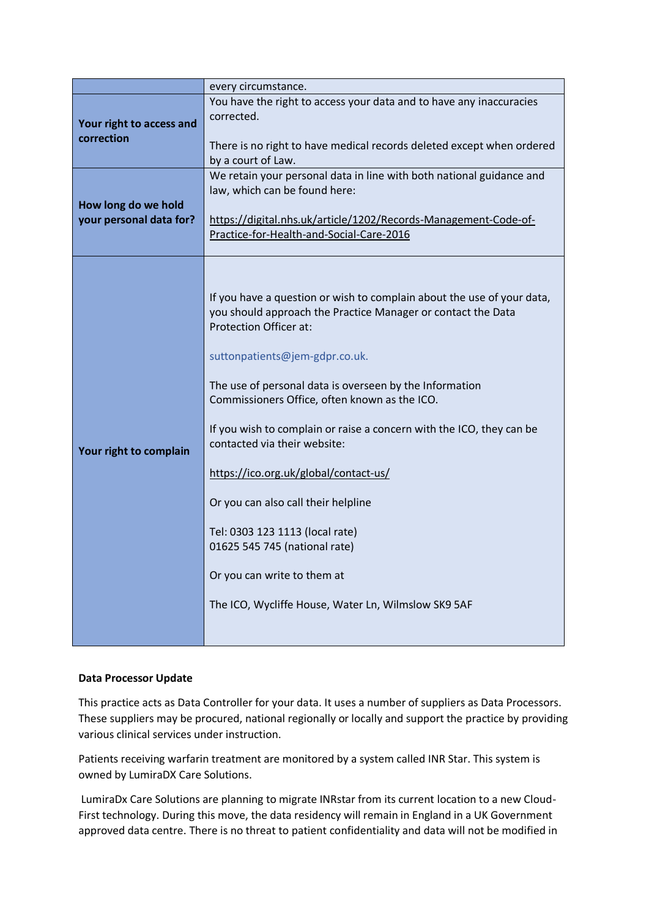| | |
|---|---|
| | every circumstance. |
| **Your right to access and correction** | You have the right to access your data and to have any inaccuracies corrected.<br><br>There is no right to have medical records deleted except when ordered by a court of Law. |
| **How long do we hold your personal data for?** | We retain your personal data in line with both national guidance and law, which can be found here:<br><br>https://digital.nhs.uk/article/1202/Records-Management-Code-of-Practice-for-Health-and-Social-Care-2016 |
| **Your right to complain** | If you have a question or wish to complain about the use of your data, you should approach the Practice Manager or contact the Data Protection Officer at:<br><br>suttonpatients@jem-gdpr.co.uk.<br><br>The use of personal data is overseen by the Information Commissioners Office, often known as the ICO.<br><br>If you wish to complain or raise a concern with the ICO, they can be contacted via their website:<br><br>https://ico.org.uk/global/contact-us/<br><br>Or you can also call their helpline<br><br>Tel: 0303 123 1113 (local rate)<br>01625 545 745 (national rate)<br><br>Or you can write to them at<br><br>The ICO, Wycliffe House, Water Ln, Wilmslow SK9 5AF |

**Data Processor Update**

This practice acts as Data Controller for your data. It uses a number of suppliers as Data Processors. These suppliers may be procured, national regionally or locally and support the practice by providing various clinical services under instruction.

Patients receiving warfarin treatment are monitored by a system called INR Star. This system is owned by LumiraDX Care Solutions.

LumiraDx Care Solutions are planning to migrate INRstar from its current location to a new Cloud-First technology. During this move, the data residency will remain in England in a UK Government approved data centre. There is no threat to patient confidentiality and data will not be modified in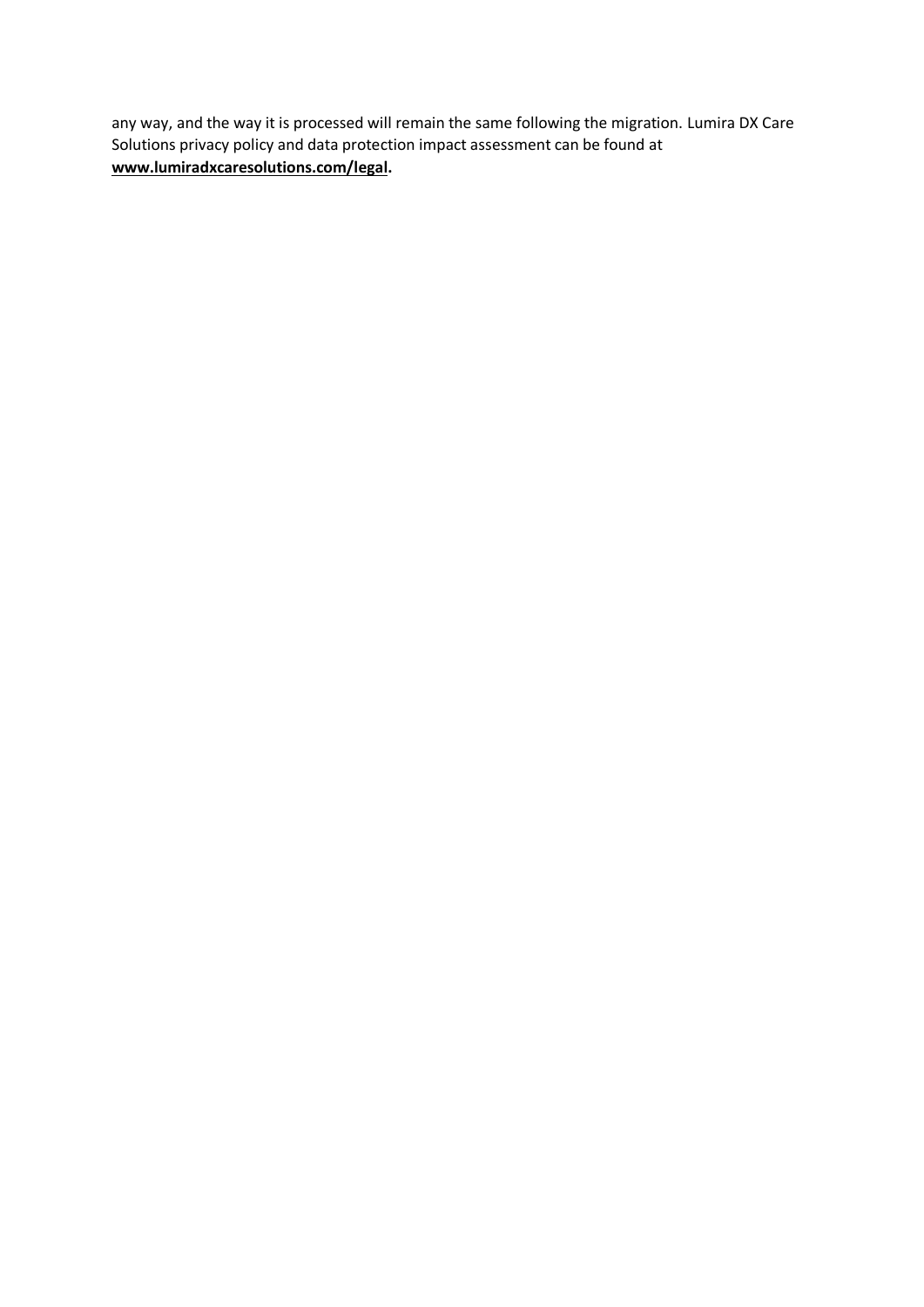any way, and the way it is processed will remain the same following the migration. Lumira DX Care Solutions privacy policy and data protection impact assessment can be found at **www.lumiradxcaresolutions.com/legal.**